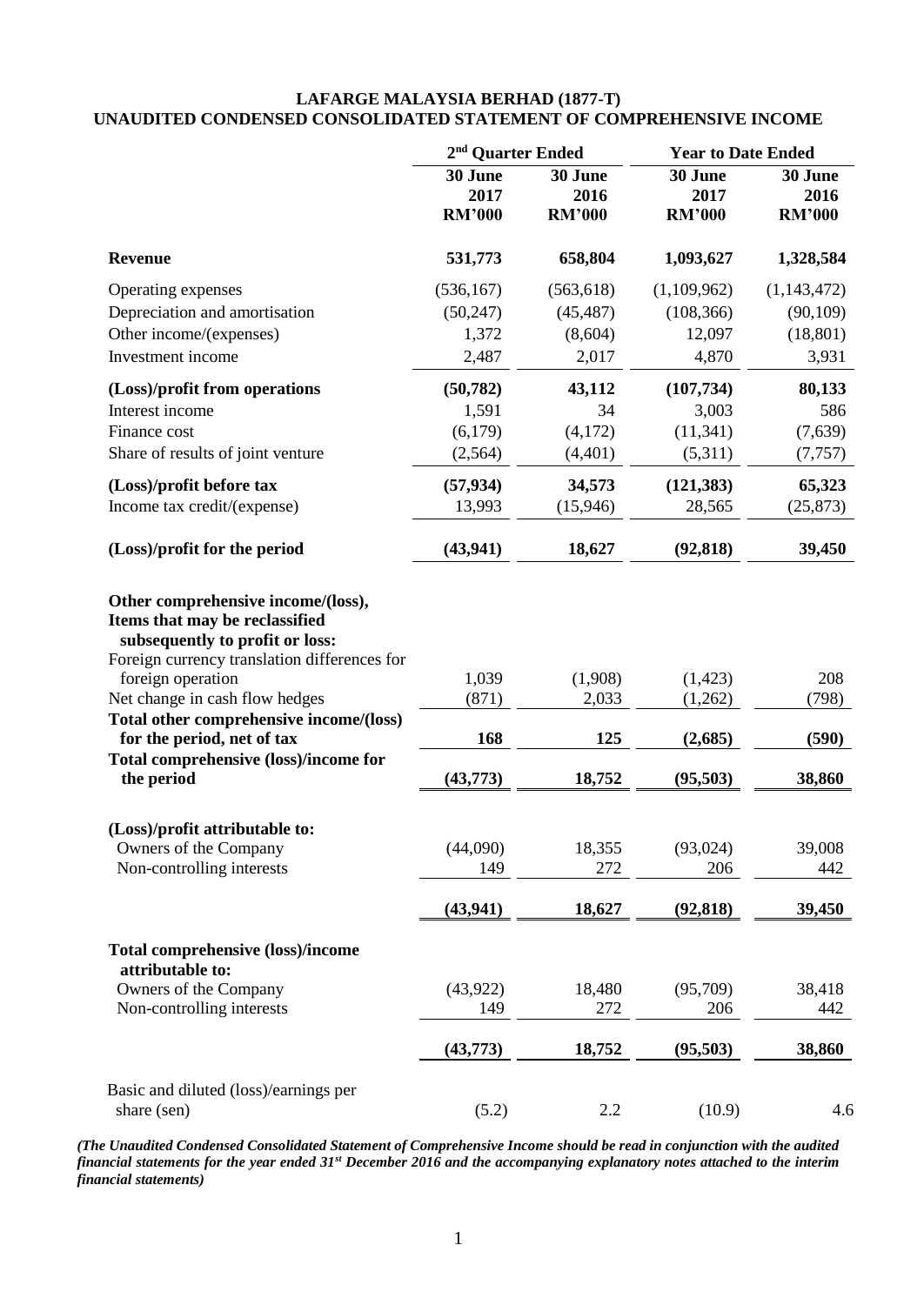**LAFARGE MALAYSIA BERHAD (1877-T)**
**UNAUDITED CONDENSED CONSOLIDATED STATEMENT OF COMPREHENSIVE INCOME**

| | 2nd Quarter Ended | | Year to Date Ended | |
|---|---|---|---|---|
| | 30 June 2017 RM'000 | 30 June 2016 RM'000 | 30 June 2017 RM'000 | 30 June 2016 RM'000 |
| **Revenue** | **531,773** | **658,804** | **1,093,627** | **1,328,584** |
| Operating expenses | (536,167) | (563,618) | (1,109,962) | (1,143,472) |
| Depreciation and amortisation | (50,247) | (45,487) | (108,366) | (90,109) |
| Other income/(expenses) | 1,372 | (8,604) | 12,097 | (18,801) |
| Investment income | 2,487 | 2,017 | 4,870 | 3,931 |
| **(Loss)/profit from operations** | **(50,782)** | **43,112** | **(107,734)** | **80,133** |
| Interest income | 1,591 | 34 | 3,003 | 586 |
| Finance cost | (6,179) | (4,172) | (11,341) | (7,639) |
| Share of results of joint venture | (2,564) | (4,401) | (5,311) | (7,757) |
| **(Loss)/profit before tax** | **(57,934)** | **34,573** | **(121,383)** | **65,323** |
| Income tax credit/(expense) | 13,993 | (15,946) | 28,565 | (25,873) |
| **(Loss)/profit for the period** | **(43,941)** | **18,627** | **(92,818)** | **39,450** |
| **Other comprehensive income/(loss), Items that may be reclassified subsequently to profit or loss:** | | | | |
| Foreign currency translation differences for foreign operation | 1,039 | (1,908) | (1,423) | 208 |
| Net change in cash flow hedges | (871) | 2,033 | (1,262) | (798) |
| **Total other comprehensive income/(loss) for the period, net of tax** | **168** | **125** | **(2,685)** | **(590)** |
| **Total comprehensive (loss)/income for the period** | **(43,773)** | **18,752** | **(95,503)** | **38,860** |
| **(Loss)/profit attributable to:** | | | | |
| Owners of the Company | (44,090) | 18,355 | (93,024) | 39,008 |
| Non-controlling interests | 149 | 272 | 206 | 442 |
| | **(43,941)** | **18,627** | **(92,818)** | **39,450** |
| **Total comprehensive (loss)/income attributable to:** | | | | |
| Owners of the Company | (43,922) | 18,480 | (95,709) | 38,418 |
| Non-controlling interests | 149 | 272 | 206 | 442 |
| | **(43,773)** | **18,752** | **(95,503)** | **38,860** |
| Basic and diluted (loss)/earnings per share (sen) | (5.2) | 2.2 | (10.9) | 4.6 |

***(The Unaudited Condensed Consolidated Statement of Comprehensive Income should be read in conjunction with the audited financial statements for the year ended 31st December 2016 and the accompanying explanatory notes attached to the interim financial statements)***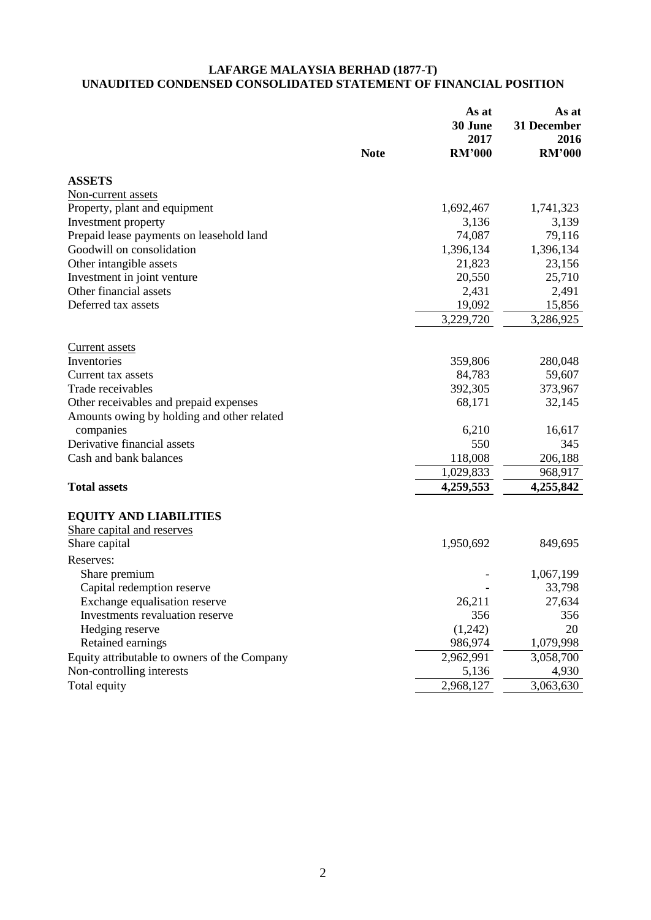# LAFARGE MALAYSIA BERHAD (1877-T)
## UNAUDITED CONDENSED CONSOLIDATED STATEMENT OF FINANCIAL POSITION

| | Note | As at 30 June 2017 RM'000 | As at 31 December 2016 RM'000 |
|---|---|---|---|
| **ASSETS** | | | |
| Non-current assets | | | |
| Property, plant and equipment | | 1,692,467 | 1,741,323 |
| Investment property | | 3,136 | 3,139 |
| Prepaid lease payments on leasehold land | | 74,087 | 79,116 |
| Goodwill on consolidation | | 1,396,134 | 1,396,134 |
| Other intangible assets | | 21,823 | 23,156 |
| Investment in joint venture | | 20,550 | 25,710 |
| Other financial assets | | 2,431 | 2,491 |
| Deferred tax assets | | 19,092 | 15,856 |
| | | 3,229,720 | 3,286,925 |
| Current assets | | | |
| Inventories | | 359,806 | 280,048 |
| Current tax assets | | 84,783 | 59,607 |
| Trade receivables | | 392,305 | 373,967 |
| Other receivables and prepaid expenses | | 68,171 | 32,145 |
| Amounts owing by holding and other related companies | | 6,210 | 16,617 |
| Derivative financial assets | | 550 | 345 |
| Cash and bank balances | | 118,008 | 206,188 |
| | | 1,029,833 | 968,917 |
| **Total assets** | | **4,259,553** | **4,255,842** |
| **EQUITY AND LIABILITIES** | | | |
| Share capital and reserves | | | |
| Share capital | | 1,950,692 | 849,695 |
| Reserves: | | | |
| Share premium | | - | 1,067,199 |
| Capital redemption reserve | | - | 33,798 |
| Exchange equalisation reserve | | 26,211 | 27,634 |
| Investments revaluation reserve | | 356 | 356 |
| Hedging reserve | | (1,242) | 20 |
| Retained earnings | | 986,974 | 1,079,998 |
| Equity attributable to owners of the Company | | 2,962,991 | 3,058,700 |
| Non-controlling interests | | 5,136 | 4,930 |
| Total equity | | 2,968,127 | 3,063,630 |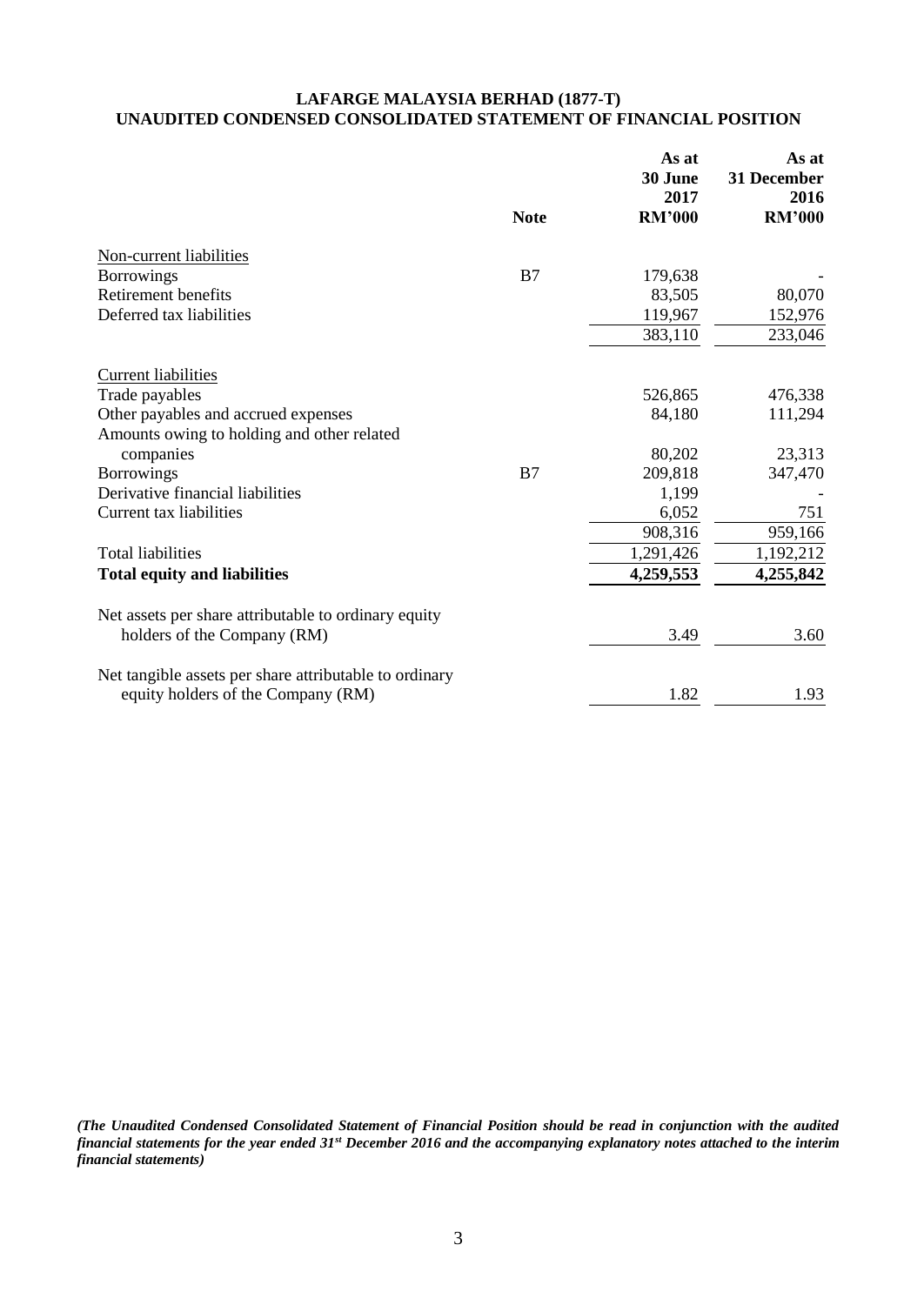# LAFARGE MALAYSIA BERHAD (1877-T)
## UNAUDITED CONDENSED CONSOLIDATED STATEMENT OF FINANCIAL POSITION

| | Note | As at 30 June 2017 RM'000 | As at 31 December 2016 RM'000 |
|---|---|---|---|
| Non-current liabilities | | | |
| Borrowings | B7 | 179,638 | - |
| Retirement benefits | | 83,505 | 80,070 |
| Deferred tax liabilities | | 119,967 | 152,976 |
| | | 383,110 | 233,046 |
| Current liabilities | | | |
| Trade payables | | 526,865 | 476,338 |
| Other payables and accrued expenses | | 84,180 | 111,294 |
| Amounts owing to holding and other related companies | | 80,202 | 23,313 |
| Borrowings | B7 | 209,818 | 347,470 |
| Derivative financial liabilities | | 1,199 | - |
| Current tax liabilities | | 6,052 | 751 |
| | | 908,316 | 959,166 |
| Total liabilities | | 1,291,426 | 1,192,212 |
| **Total equity and liabilities** | | **4,259,553** | **4,255,842** |
| Net assets per share attributable to ordinary equity holders of the Company (RM) | | 3.49 | 3.60 |
| Net tangible assets per share attributable to ordinary equity holders of the Company (RM) | | 1.82 | 1.93 |

***(The Unaudited Condensed Consolidated Statement of Financial Position should be read in conjunction with the audited financial statements for the year ended 31st December 2016 and the accompanying explanatory notes attached to the interim financial statements)***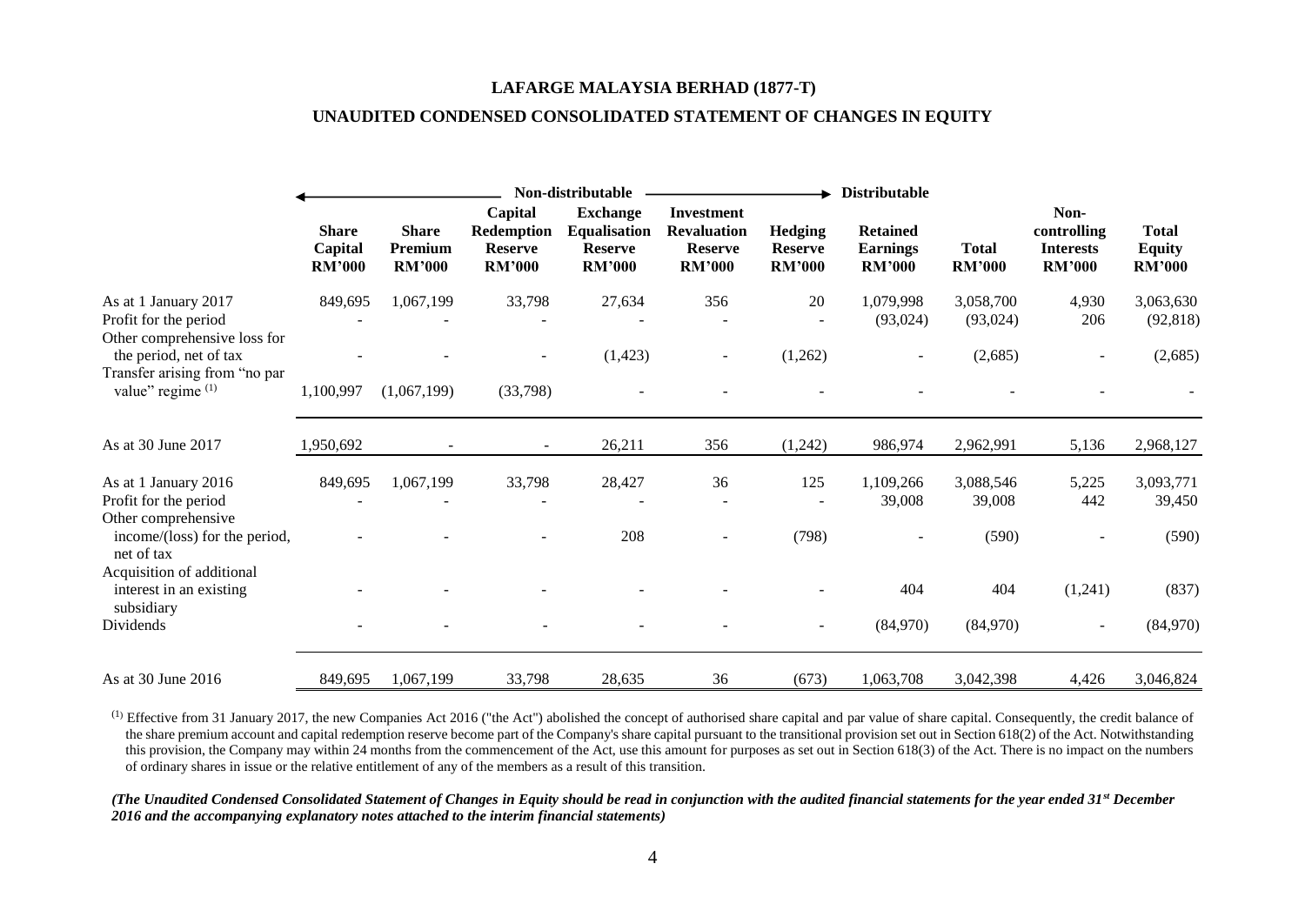**LAFARGE MALAYSIA BERHAD (1877-T)**

**UNAUDITED CONDENSED CONSOLIDATED STATEMENT OF CHANGES IN EQUITY**

| | Non-distributable | | | | | | Distributable | | | |
|---|---|---|---|---|---|---|---|---|---|---|
| | **Share Capital RM'000** | **Share Premium RM'000** | **Capital Redemption Reserve RM'000** | **Exchange Equalisation Reserve RM'000** | **Investment Revaluation Reserve RM'000** | **Hedging Reserve RM'000** | **Retained Earnings RM'000** | **Total RM'000** | **Non-controlling Interests RM'000** | **Total Equity RM'000** |
| As at 1 January 2017 | 849,695 | 1,067,199 | 33,798 | 27,634 | 356 | 20 | 1,079,998 | 3,058,700 | 4,930 | 3,063,630 |
| Profit for the period | - | - | - | - | - | - | (93,024) | (93,024) | 206 | (92,818) |
| Other comprehensive loss for the period, net of tax | - | - | - | (1,423) | - | (1,262) | - | (2,685) | - | (2,685) |
| Transfer arising from "no par value" regime [(1)] | 1,100,997 | (1,067,199) | (33,798) | - | - | - | - | - | - | - |
| As at 30 June 2017 | 1,950,692 | - | - | 26,211 | 356 | (1,242) | 986,974 | 2,962,991 | 5,136 | 2,968,127 |
| As at 1 January 2016 | 849,695 | 1,067,199 | 33,798 | 28,427 | 36 | 125 | 1,109,266 | 3,088,546 | 5,225 | 3,093,771 |
| Profit for the period | - | - | - | - | - | - | 39,008 | 39,008 | 442 | 39,450 |
| Other comprehensive income/(loss) for the period, net of tax | - | - | - | 208 | - | (798) | - | (590) | - | (590) |
| Acquisition of additional interest in an existing subsidiary | - | - | - | - | - | - | 404 | 404 | (1,241) | (837) |
| Dividends | - | - | - | - | - | - | (84,970) | (84,970) | - | (84,970) |
| As at 30 June 2016 | 849,695 | 1,067,199 | 33,798 | 28,635 | 36 | (673) | 1,063,708 | 3,042,398 | 4,426 | 3,046,824 |

[(1)] Effective from 31 January 2017, the new Companies Act 2016 ("the Act") abolished the concept of authorised share capital and par value of share capital. Consequently, the credit balance of the share premium account and capital redemption reserve become part of the Company's share capital pursuant to the transitional provision set out in Section 618(2) of the Act. Notwithstanding this provision, the Company may within 24 months from the commencement of the Act, use this amount for purposes as set out in Section 618(3) of the Act. There is no impact on the numbers of ordinary shares in issue or the relative entitlement of any of the members as a result of this transition.

***(The Unaudited Condensed Consolidated Statement of Changes in Equity should be read in conjunction with the audited financial statements for the year ended 31st December 2016 and the accompanying explanatory notes attached to the interim financial statements)***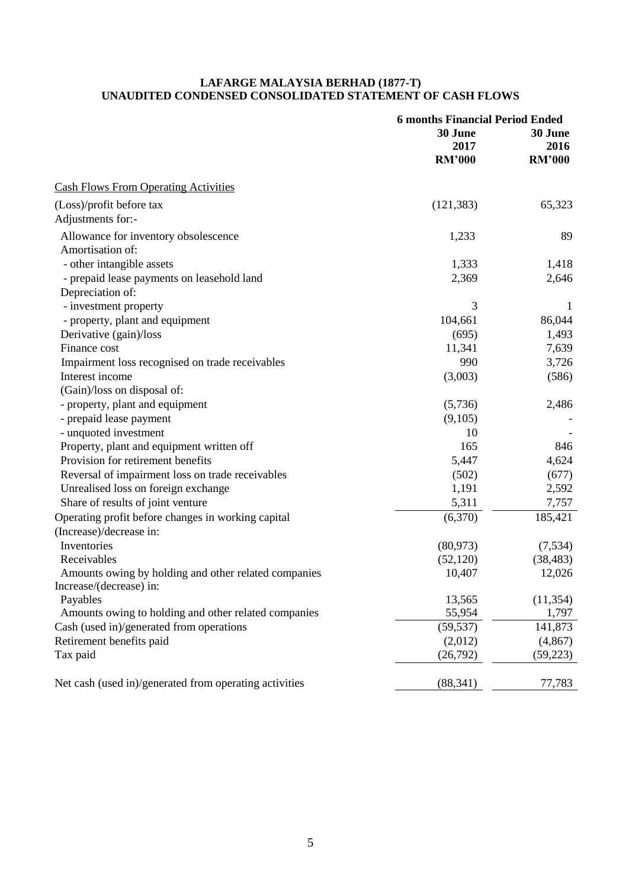**LAFARGE MALAYSIA BERHAD (1877-T)**
**UNAUDITED CONDENSED CONSOLIDATED STATEMENT OF CASH FLOWS**

| | 6 months Financial Period Ended | |
|---|---|---|
| | **30 June 2017 RM'000** | **30 June 2016 RM'000** |
| <u>Cash Flows From Operating Activities</u> | | |
| (Loss)/profit before tax | (121,383) | 65,323 |
| Adjustments for:- | | |
| Allowance for inventory obsolescence | 1,233 | 89 |
| Amortisation of: | | |
| - other intangible assets | 1,333 | 1,418 |
| - prepaid lease payments on leasehold land | 2,369 | 2,646 |
| Depreciation of: | | |
| - investment property | 3 | 1 |
| - property, plant and equipment | 104,661 | 86,044 |
| Derivative (gain)/loss | (695) | 1,493 |
| Finance cost | 11,341 | 7,639 |
| Impairment loss recognised on trade receivables | 990 | 3,726 |
| Interest income | (3,003) | (586) |
| (Gain)/loss on disposal of: | | |
| - property, plant and equipment | (5,736) | 2,486 |
| - prepaid lease payment | (9,105) | - |
| - unquoted investment | 10 | - |
| Property, plant and equipment written off | 165 | 846 |
| Provision for retirement benefits | 5,447 | 4,624 |
| Reversal of impairment loss on trade receivables | (502) | (677) |
| Unrealised loss on foreign exchange | 1,191 | 2,592 |
| Share of results of joint venture | 5,311 | 7,757 |
| Operating profit before changes in working capital | (6,370) | 185,421 |
| (Increase)/decrease in: | | |
| Inventories | (80,973) | (7,534) |
| Receivables | (52,120) | (38,483) |
| Amounts owing by holding and other related companies | 10,407 | 12,026 |
| Increase/(decrease) in: | | |
| Payables | 13,565 | (11,354) |
| Amounts owing to holding and other related companies | 55,954 | 1,797 |
| Cash (used in)/generated from operations | (59,537) | 141,873 |
| Retirement benefits paid | (2,012) | (4,867) |
| Tax paid | (26,792) | (59,223) |
| Net cash (used in)/generated from operating activities | (88,341) | 77,783 |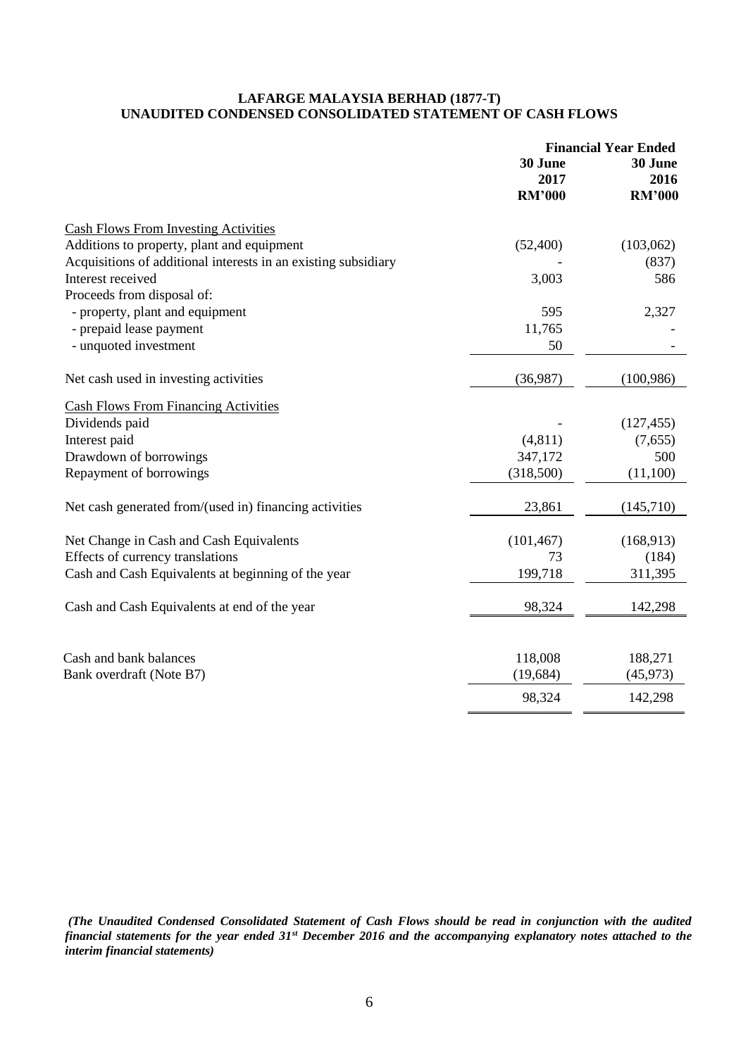**LAFARGE MALAYSIA BERHAD (1877-T)**
**UNAUDITED CONDENSED CONSOLIDATED STATEMENT OF CASH FLOWS**

| | Financial Year Ended | |
|---|---|---|
| | 30 June 2017 RM'000 | 30 June 2016 RM'000 |
| Cash Flows From Investing Activities | | |
| Additions to property, plant and equipment | (52,400) | (103,062) |
| Acquisitions of additional interests in an existing subsidiary | - | (837) |
| Interest received | 3,003 | 586 |
| Proceeds from disposal of: | | |
| - property, plant and equipment | 595 | 2,327 |
| - prepaid lease payment | 11,765 | - |
| - unquoted investment | 50 | - |
| Net cash used in investing activities | (36,987) | (100,986) |
| Cash Flows From Financing Activities | | |
| Dividends paid | - | (127,455) |
| Interest paid | (4,811) | (7,655) |
| Drawdown of borrowings | 347,172 | 500 |
| Repayment of borrowings | (318,500) | (11,100) |
| Net cash generated from/(used in) financing activities | 23,861 | (145,710) |
| Net Change in Cash and Cash Equivalents | (101,467) | (168,913) |
| Effects of currency translations | 73 | (184) |
| Cash and Cash Equivalents at beginning of the year | 199,718 | 311,395 |
| Cash and Cash Equivalents at end of the year | 98,324 | 142,298 |
| Cash and bank balances | 118,008 | 188,271 |
| Bank overdraft (Note B7) | (19,684) | (45,973) |
| | 98,324 | 142,298 |

***(The Unaudited Condensed Consolidated Statement of Cash Flows should be read in conjunction with the audited financial statements for the year ended 31st December 2016 and the accompanying explanatory notes attached to the interim financial statements)***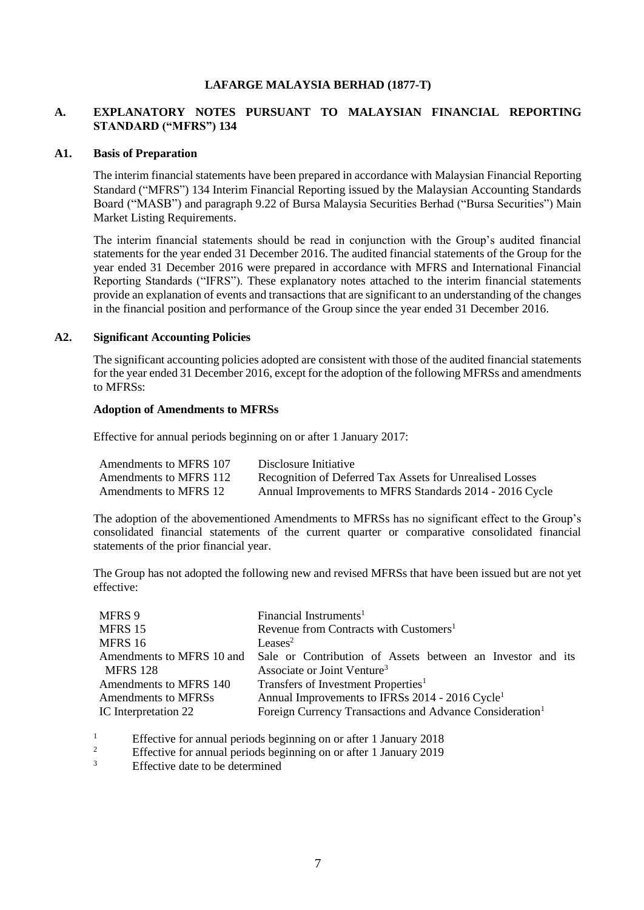**LAFARGE MALAYSIA BERHAD (1877-T)**

## A. EXPLANATORY NOTES PURSUANT TO MALAYSIAN FINANCIAL REPORTING STANDARD ("MFRS") 134

### A1. Basis of Preparation

The interim financial statements have been prepared in accordance with Malaysian Financial Reporting Standard ("MFRS") 134 Interim Financial Reporting issued by the Malaysian Accounting Standards Board ("MASB") and paragraph 9.22 of Bursa Malaysia Securities Berhad ("Bursa Securities") Main Market Listing Requirements.

The interim financial statements should be read in conjunction with the Group's audited financial statements for the year ended 31 December 2016. The audited financial statements of the Group for the year ended 31 December 2016 were prepared in accordance with MFRS and International Financial Reporting Standards ("IFRS"). These explanatory notes attached to the interim financial statements provide an explanation of events and transactions that are significant to an understanding of the changes in the financial position and performance of the Group since the year ended 31 December 2016.

### A2. Significant Accounting Policies

The significant accounting policies adopted are consistent with those of the audited financial statements for the year ended 31 December 2016, except for the adoption of the following MFRSs and amendments to MFRSs:

**Adoption of Amendments to MFRSs**

Effective for annual periods beginning on or after 1 January 2017:

| | |
|---|---|
| Amendments to MFRS 107 | Disclosure Initiative |
| Amendments to MFRS 112 | Recognition of Deferred Tax Assets for Unrealised Losses |
| Amendments to MFRS 12 | Annual Improvements to MFRS Standards 2014 - 2016 Cycle |

The adoption of the abovementioned Amendments to MFRSs has no significant effect to the Group's consolidated financial statements of the current quarter or comparative consolidated financial statements of the prior financial year.

The Group has not adopted the following new and revised MFRSs that have been issued but are not yet effective:

| | |
|---|---|
| MFRS 9 | Financial Instruments[1] |
| MFRS 15 | Revenue from Contracts with Customers[1] |
| MFRS 16 | Leases[2] |
| Amendments to MFRS 10 and MFRS 128 | Sale or Contribution of Assets between an Investor and its Associate or Joint Venture[3] |
| Amendments to MFRS 140 | Transfers of Investment Properties[1] |
| Amendments to MFRSs | Annual Improvements to IFRSs 2014 - 2016 Cycle[1] |
| IC Interpretation 22 | Foreign Currency Transactions and Advance Consideration[1] |

[1] Effective for annual periods beginning on or after 1 January 2018
[2] Effective for annual periods beginning on or after 1 January 2019
[3] Effective date to be determined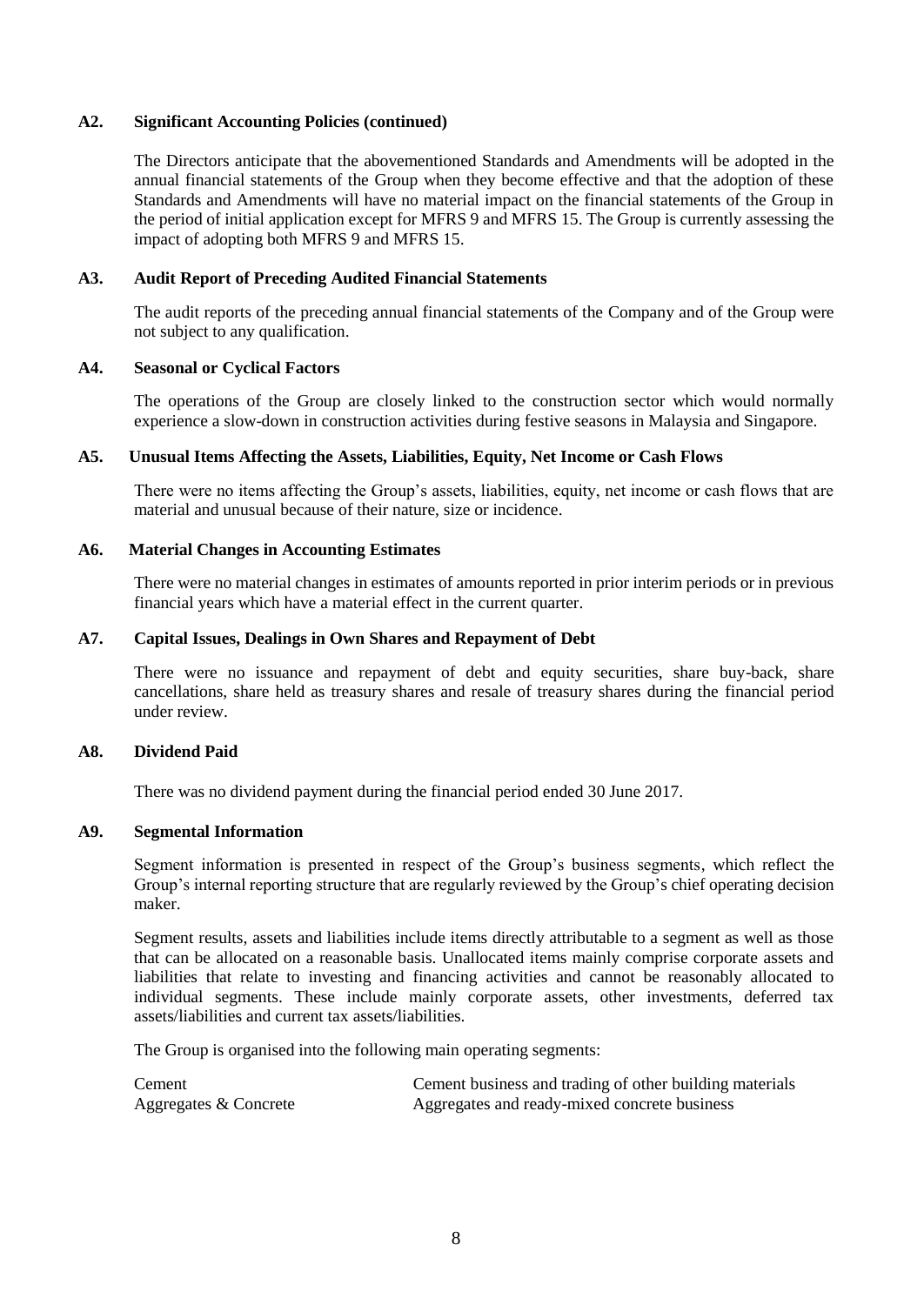## A2. Significant Accounting Policies (continued)

The Directors anticipate that the abovementioned Standards and Amendments will be adopted in the annual financial statements of the Group when they become effective and that the adoption of these Standards and Amendments will have no material impact on the financial statements of the Group in the period of initial application except for MFRS 9 and MFRS 15. The Group is currently assessing the impact of adopting both MFRS 9 and MFRS 15.

## A3. Audit Report of Preceding Audited Financial Statements

The audit reports of the preceding annual financial statements of the Company and of the Group were not subject to any qualification.

## A4. Seasonal or Cyclical Factors

The operations of the Group are closely linked to the construction sector which would normally experience a slow-down in construction activities during festive seasons in Malaysia and Singapore.

## A5. Unusual Items Affecting the Assets, Liabilities, Equity, Net Income or Cash Flows

There were no items affecting the Group's assets, liabilities, equity, net income or cash flows that are material and unusual because of their nature, size or incidence.

## A6. Material Changes in Accounting Estimates

There were no material changes in estimates of amounts reported in prior interim periods or in previous financial years which have a material effect in the current quarter.

## A7. Capital Issues, Dealings in Own Shares and Repayment of Debt

There were no issuance and repayment of debt and equity securities, share buy-back, share cancellations, share held as treasury shares and resale of treasury shares during the financial period under review.

## A8. Dividend Paid

There was no dividend payment during the financial period ended 30 June 2017.

## A9. Segmental Information

Segment information is presented in respect of the Group's business segments, which reflect the Group's internal reporting structure that are regularly reviewed by the Group's chief operating decision maker.

Segment results, assets and liabilities include items directly attributable to a segment as well as those that can be allocated on a reasonable basis. Unallocated items mainly comprise corporate assets and liabilities that relate to investing and financing activities and cannot be reasonably allocated to individual segments. These include mainly corporate assets, other investments, deferred tax assets/liabilities and current tax assets/liabilities.

The Group is organised into the following main operating segments:

| | |
|---|---|
| Cement | Cement business and trading of other building materials |
| Aggregates & Concrete | Aggregates and ready-mixed concrete business |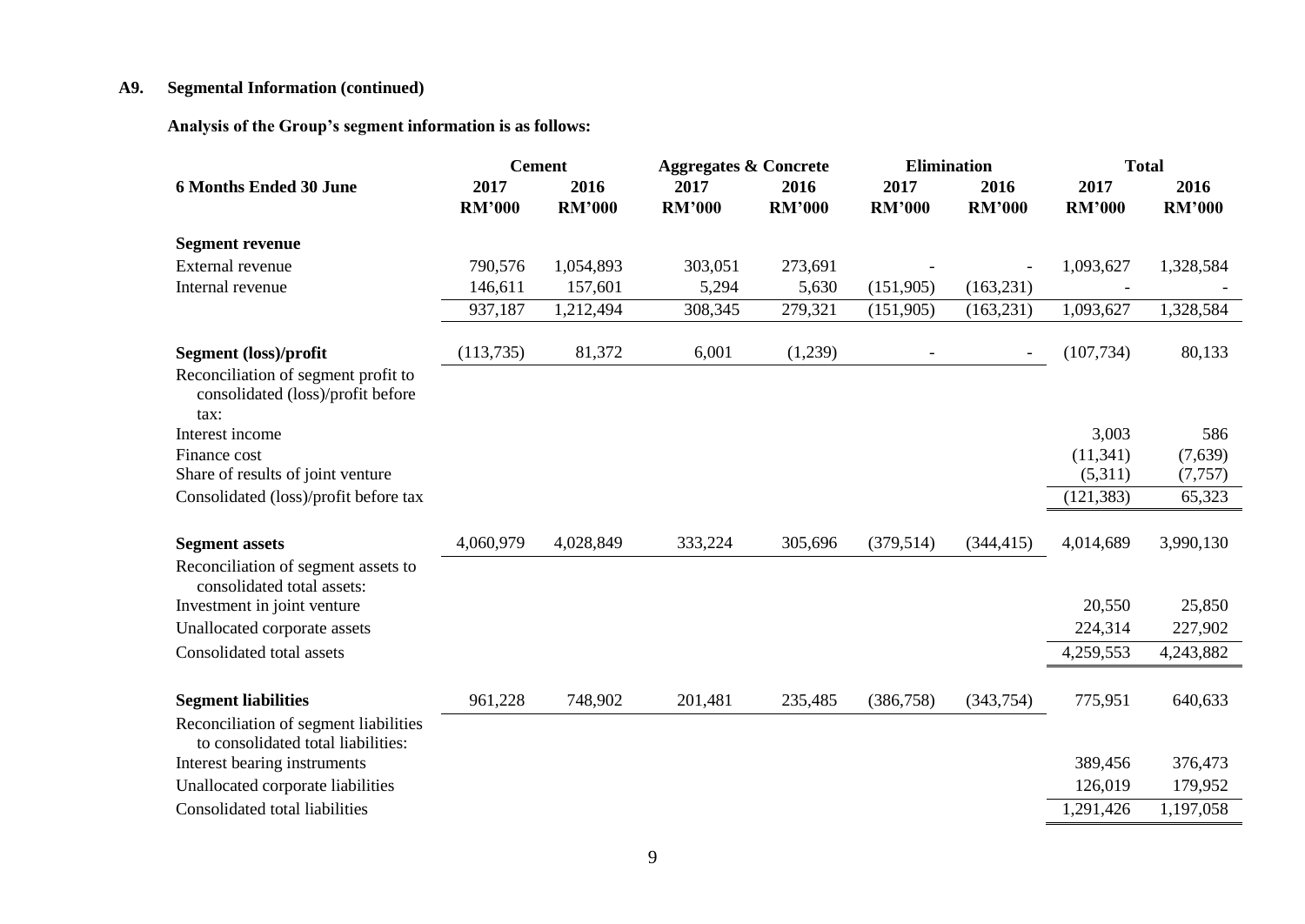## A9. Segmental Information (continued)

**Analysis of the Group's segment information is as follows:**

| 6 Months Ended 30 June | Cement | | Aggregates & Concrete | | Elimination | | Total | |
|---|---|---|---|---|---|---|---|---|
| | 2017 RM'000 | 2016 RM'000 | 2017 RM'000 | 2016 RM'000 | 2017 RM'000 | 2016 RM'000 | 2017 RM'000 | 2016 RM'000 |
| **Segment revenue** | | | | | | | | |
| External revenue | 790,576 | 1,054,893 | 303,051 | 273,691 | - | - | 1,093,627 | 1,328,584 |
| Internal revenue | 146,611 | 157,601 | 5,294 | 5,630 | (151,905) | (163,231) | - | - |
| | 937,187 | 1,212,494 | 308,345 | 279,321 | (151,905) | (163,231) | 1,093,627 | 1,328,584 |
| **Segment (loss)/profit** | (113,735) | 81,372 | 6,001 | (1,239) | - | - | (107,734) | 80,133 |
| Reconciliation of segment profit to consolidated (loss)/profit before tax: | | | | | | | | |
| Interest income | | | | | | | 3,003 | 586 |
| Finance cost | | | | | | | (11,341) | (7,639) |
| Share of results of joint venture | | | | | | | (5,311) | (7,757) |
| Consolidated (loss)/profit before tax | | | | | | | (121,383) | 65,323 |
| **Segment assets** | 4,060,979 | 4,028,849 | 333,224 | 305,696 | (379,514) | (344,415) | 4,014,689 | 3,990,130 |
| Reconciliation of segment assets to consolidated total assets: | | | | | | | | |
| Investment in joint venture | | | | | | | 20,550 | 25,850 |
| Unallocated corporate assets | | | | | | | 224,314 | 227,902 |
| Consolidated total assets | | | | | | | 4,259,553 | 4,243,882 |
| **Segment liabilities** | 961,228 | 748,902 | 201,481 | 235,485 | (386,758) | (343,754) | 775,951 | 640,633 |
| Reconciliation of segment liabilities to consolidated total liabilities: | | | | | | | | |
| Interest bearing instruments | | | | | | | 389,456 | 376,473 |
| Unallocated corporate liabilities | | | | | | | 126,019 | 179,952 |
| Consolidated total liabilities | | | | | | | 1,291,426 | 1,197,058 |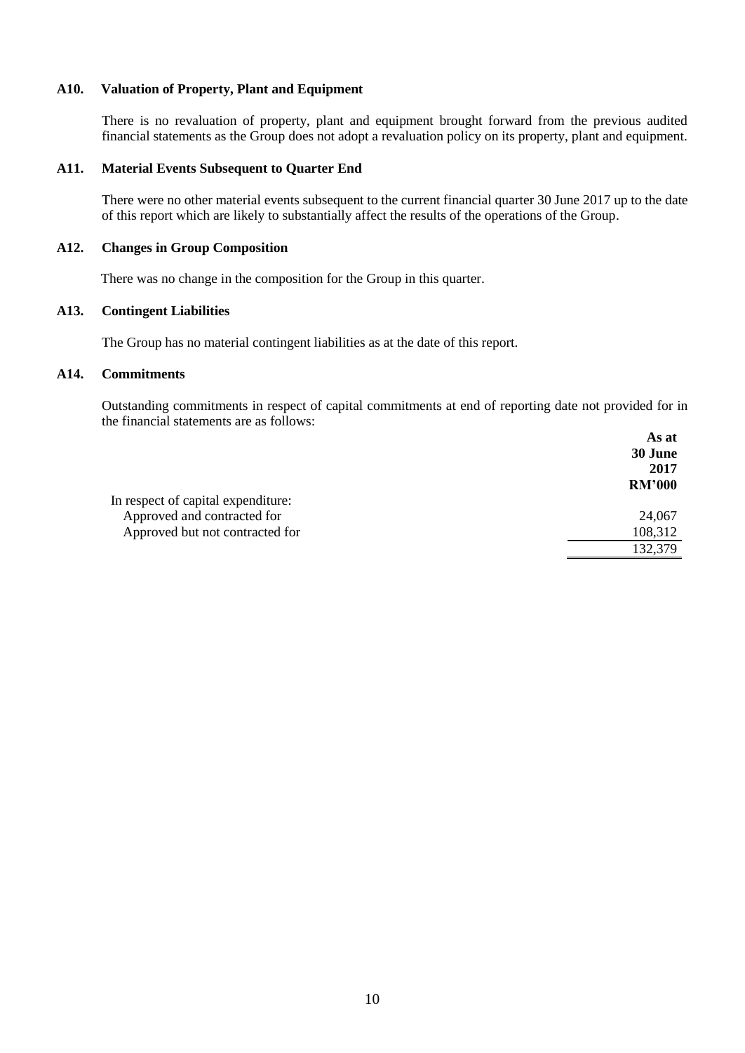### A10. Valuation of Property, Plant and Equipment

There is no revaluation of property, plant and equipment brought forward from the previous audited financial statements as the Group does not adopt a revaluation policy on its property, plant and equipment.

### A11. Material Events Subsequent to Quarter End

There were no other material events subsequent to the current financial quarter 30 June 2017 up to the date of this report which are likely to substantially affect the results of the operations of the Group.

### A12. Changes in Group Composition

There was no change in the composition for the Group in this quarter.

### A13. Contingent Liabilities

The Group has no material contingent liabilities as at the date of this report.

### A14. Commitments

Outstanding commitments in respect of capital commitments at end of reporting date not provided for in the financial statements are as follows:

| | **As at 30 June 2017 RM'000** |
|---|---|
| In respect of capital expenditure: | |
| Approved and contracted for | 24,067 |
| Approved but not contracted for | 108,312 |
| | 132,379 |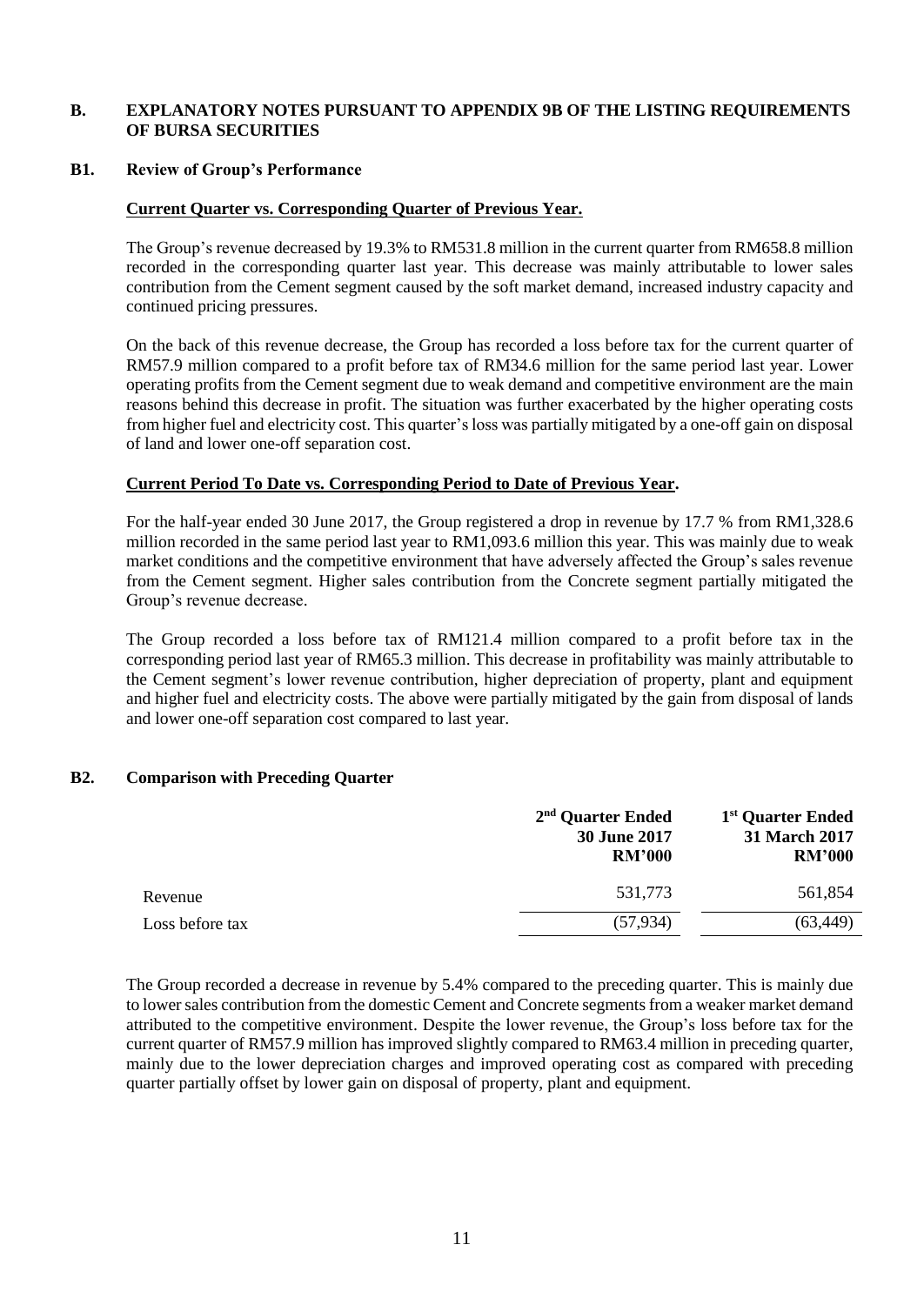## B. EXPLANATORY NOTES PURSUANT TO APPENDIX 9B OF THE LISTING REQUIREMENTS OF BURSA SECURITIES

### B1. Review of Group's Performance

**Current Quarter vs. Corresponding Quarter of Previous Year.**

The Group's revenue decreased by 19.3% to RM531.8 million in the current quarter from RM658.8 million recorded in the corresponding quarter last year. This decrease was mainly attributable to lower sales contribution from the Cement segment caused by the soft market demand, increased industry capacity and continued pricing pressures.

On the back of this revenue decrease, the Group has recorded a loss before tax for the current quarter of RM57.9 million compared to a profit before tax of RM34.6 million for the same period last year. Lower operating profits from the Cement segment due to weak demand and competitive environment are the main reasons behind this decrease in profit. The situation was further exacerbated by the higher operating costs from higher fuel and electricity cost. This quarter's loss was partially mitigated by a one-off gain on disposal of land and lower one-off separation cost.

**Current Period To Date vs. Corresponding Period to Date of Previous Year.**

For the half-year ended 30 June 2017, the Group registered a drop in revenue by 17.7 % from RM1,328.6 million recorded in the same period last year to RM1,093.6 million this year. This was mainly due to weak market conditions and the competitive environment that have adversely affected the Group's sales revenue from the Cement segment. Higher sales contribution from the Concrete segment partially mitigated the Group's revenue decrease.

The Group recorded a loss before tax of RM121.4 million compared to a profit before tax in the corresponding period last year of RM65.3 million. This decrease in profitability was mainly attributable to the Cement segment's lower revenue contribution, higher depreciation of property, plant and equipment and higher fuel and electricity costs. The above were partially mitigated by the gain from disposal of lands and lower one-off separation cost compared to last year.

### B2. Comparison with Preceding Quarter

| | 2nd Quarter Ended 30 June 2017 RM'000 | 1st Quarter Ended 31 March 2017 RM'000 |
|---|---|---|
| Revenue | 531,773 | 561,854 |
| Loss before tax | (57,934) | (63,449) |

The Group recorded a decrease in revenue by 5.4% compared to the preceding quarter. This is mainly due to lower sales contribution from the domestic Cement and Concrete segments from a weaker market demand attributed to the competitive environment. Despite the lower revenue, the Group's loss before tax for the current quarter of RM57.9 million has improved slightly compared to RM63.4 million in preceding quarter, mainly due to the lower depreciation charges and improved operating cost as compared with preceding quarter partially offset by lower gain on disposal of property, plant and equipment.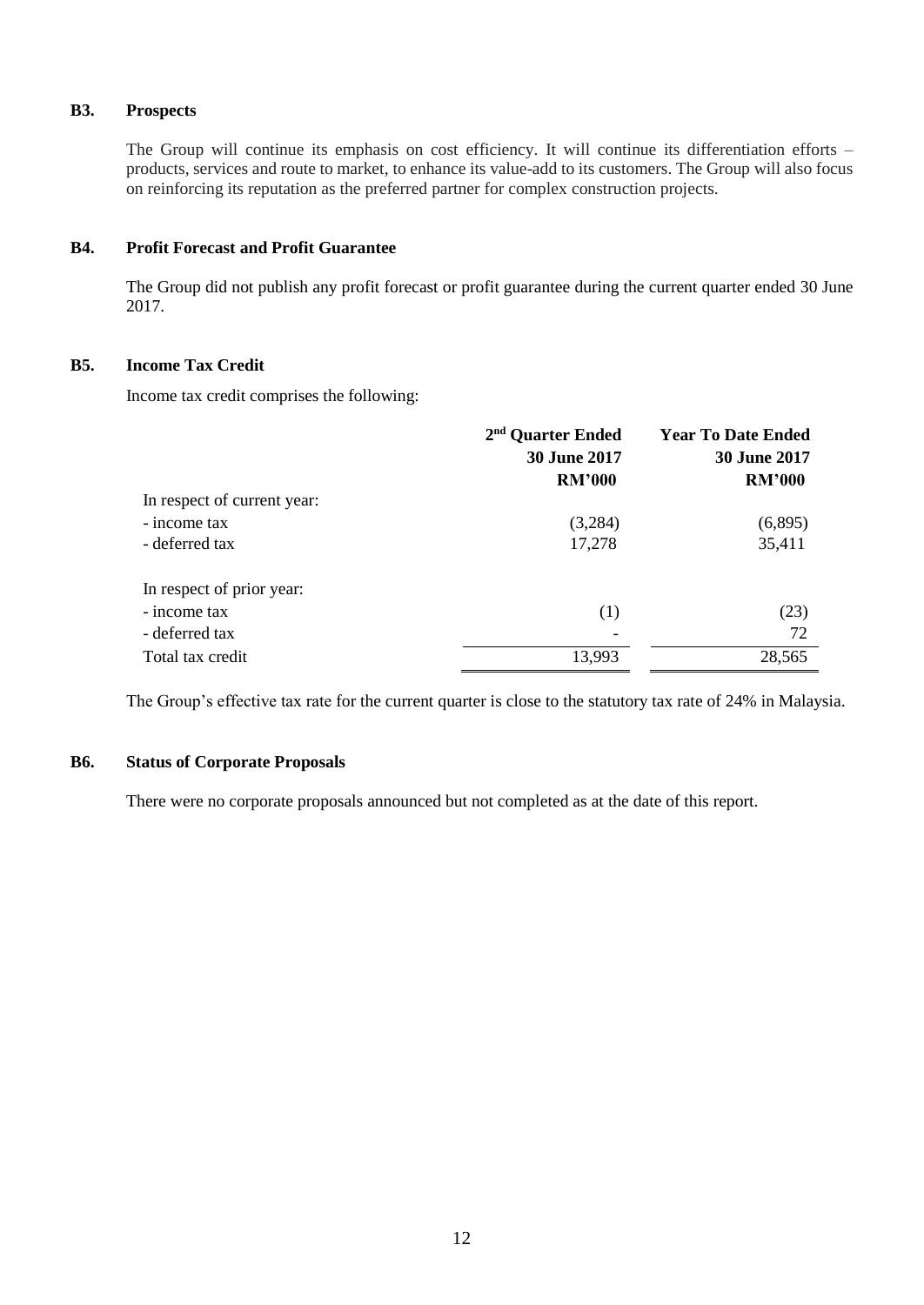### B3. Prospects

The Group will continue its emphasis on cost efficiency. It will continue its differentiation efforts – products, services and route to market, to enhance its value-add to its customers. The Group will also focus on reinforcing its reputation as the preferred partner for complex construction projects.

### B4. Profit Forecast and Profit Guarantee

The Group did not publish any profit forecast or profit guarantee during the current quarter ended 30 June 2017.

### B5. Income Tax Credit

Income tax credit comprises the following:

| | 2nd Quarter Ended 30 June 2017 RM'000 | Year To Date Ended 30 June 2017 RM'000 |
|---|---|---|
| In respect of current year: | | |
| - income tax | (3,284) | (6,895) |
| - deferred tax | 17,278 | 35,411 |
| In respect of prior year: | | |
| - income tax | (1) | (23) |
| - deferred tax | - | 72 |
| Total tax credit | 13,993 | 28,565 |

The Group's effective tax rate for the current quarter is close to the statutory tax rate of 24% in Malaysia.

### B6. Status of Corporate Proposals

There were no corporate proposals announced but not completed as at the date of this report.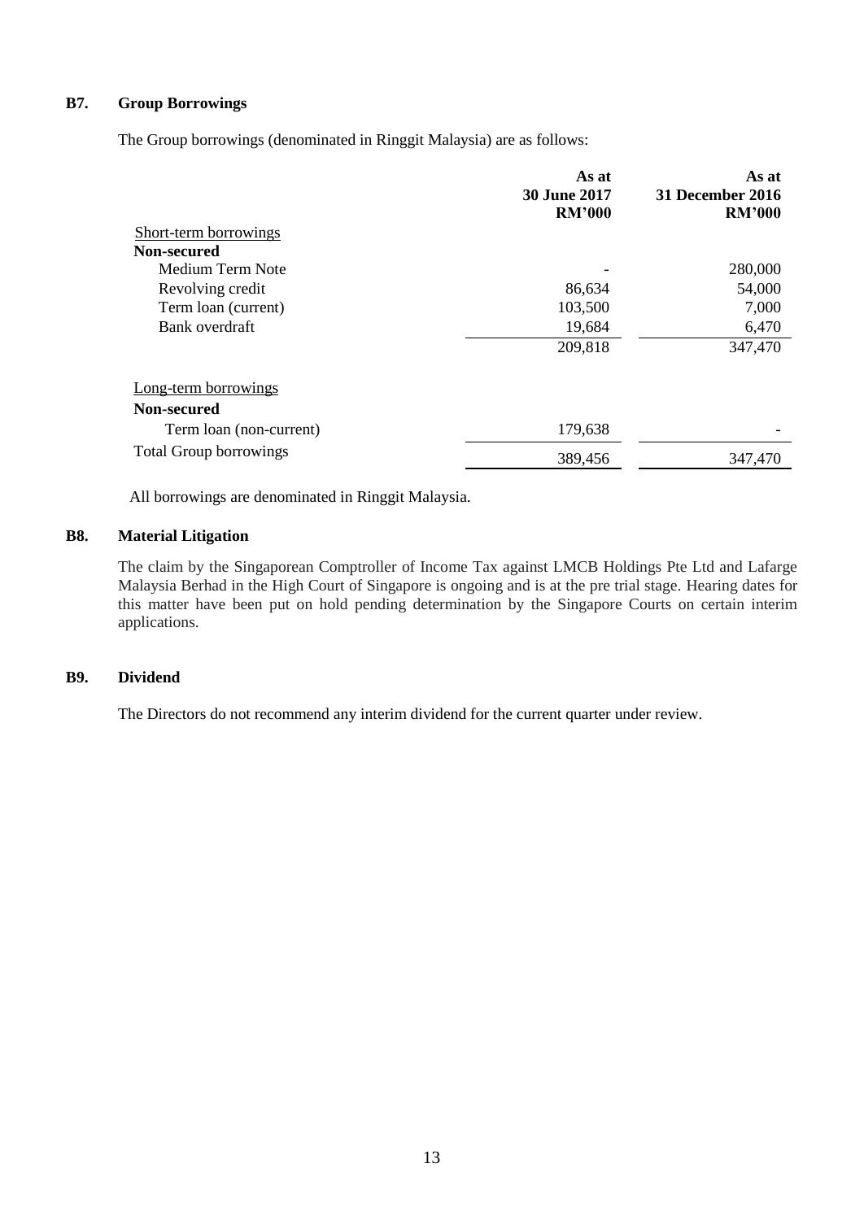### B7. Group Borrowings

The Group borrowings (denominated in Ringgit Malaysia) are as follows:

| | As at 30 June 2017 RM'000 | As at 31 December 2016 RM'000 |
|---|---|---|
| Short-term borrowings | | |
| **Non-secured** | | |
| Medium Term Note | - | 280,000 |
| Revolving credit | 86,634 | 54,000 |
| Term loan (current) | 103,500 | 7,000 |
| Bank overdraft | 19,684 | 6,470 |
| | 209,818 | 347,470 |
| Long-term borrowings | | |
| **Non-secured** | | |
| Term loan (non-current) | 179,638 | - |
| Total Group borrowings | 389,456 | 347,470 |

All borrowings are denominated in Ringgit Malaysia.

### B8. Material Litigation

The claim by the Singaporean Comptroller of Income Tax against LMCB Holdings Pte Ltd and Lafarge Malaysia Berhad in the High Court of Singapore is ongoing and is at the pre trial stage. Hearing dates for this matter have been put on hold pending determination by the Singapore Courts on certain interim applications.

### B9. Dividend

The Directors do not recommend any interim dividend for the current quarter under review.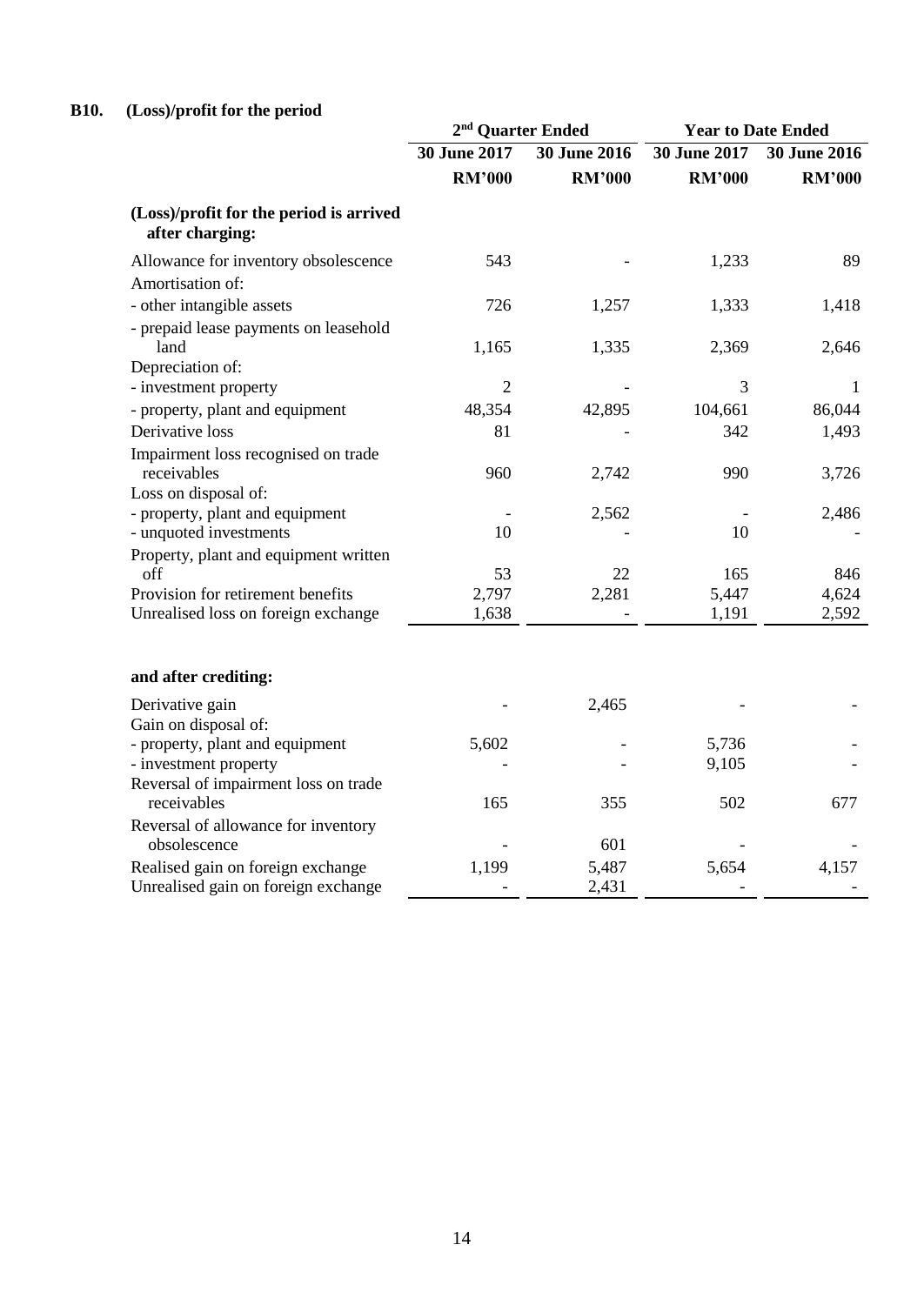## B10. (Loss)/profit for the period

| | 2nd Quarter Ended | | Year to Date Ended | |
|---|---|---|---|---|
| | 30 June 2017 | 30 June 2016 | 30 June 2017 | 30 June 2016 |
| | RM'000 | RM'000 | RM'000 | RM'000 |
| **(Loss)/profit for the period is arrived after charging:** | | | | |
| Allowance for inventory obsolescence | 543 | - | 1,233 | 89 |
| Amortisation of: | | | | |
| - other intangible assets | 726 | 1,257 | 1,333 | 1,418 |
| - prepaid lease payments on leasehold land | 1,165 | 1,335 | 2,369 | 2,646 |
| Depreciation of: | | | | |
| - investment property | 2 | - | 3 | 1 |
| - property, plant and equipment | 48,354 | 42,895 | 104,661 | 86,044 |
| Derivative loss | 81 | - | 342 | 1,493 |
| Impairment loss recognised on trade receivables | 960 | 2,742 | 990 | 3,726 |
| Loss on disposal of: | | | | |
| - property, plant and equipment | - | 2,562 | - | 2,486 |
| - unquoted investments | 10 | - | 10 | - |
| Property, plant and equipment written off | 53 | 22 | 165 | 846 |
| Provision for retirement benefits | 2,797 | 2,281 | 5,447 | 4,624 |
| Unrealised loss on foreign exchange | 1,638 | - | 1,191 | 2,592 |
| **and after crediting:** | | | | |
| Derivative gain | - | 2,465 | - | - |
| Gain on disposal of: | | | | |
| - property, plant and equipment | 5,602 | - | 5,736 | - |
| - investment property | - | - | 9,105 | - |
| Reversal of impairment loss on trade receivables | 165 | 355 | 502 | 677 |
| Reversal of allowance for inventory obsolescence | - | 601 | - | - |
| Realised gain on foreign exchange | 1,199 | 5,487 | 5,654 | 4,157 |
| Unrealised gain on foreign exchange | - | 2,431 | - | - |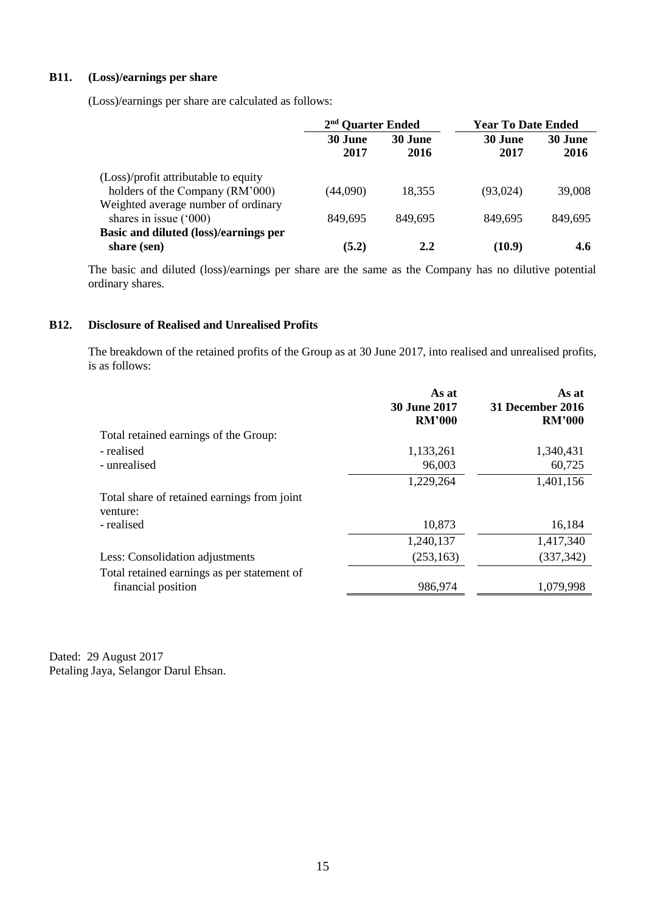### B11. (Loss)/earnings per share

(Loss)/earnings per share are calculated as follows:

| | 2nd Quarter Ended | | Year To Date Ended | |
|---|---|---|---|---|
| | **30 June 2017** | **30 June 2016** | **30 June 2017** | **30 June 2016** |
| (Loss)/profit attributable to equity holders of the Company (RM'000) | (44,090) | 18,355 | (93,024) | 39,008 |
| Weighted average number of ordinary shares in issue ('000) | 849,695 | 849,695 | 849,695 | 849,695 |
| **Basic and diluted (loss)/earnings per share (sen)** | **(5.2)** | **2.2** | **(10.9)** | **4.6** |

The basic and diluted (loss)/earnings per share are the same as the Company has no dilutive potential ordinary shares.

### B12. Disclosure of Realised and Unrealised Profits

The breakdown of the retained profits of the Group as at 30 June 2017, into realised and unrealised profits, is as follows:

| | As at 30 June 2017 RM'000 | As at 31 December 2016 RM'000 |
|---|---|---|
| Total retained earnings of the Group: | | |
| - realised | 1,133,261 | 1,340,431 |
| - unrealised | 96,003 | 60,725 |
| | 1,229,264 | 1,401,156 |
| Total share of retained earnings from joint venture: | | |
| - realised | 10,873 | 16,184 |
| | 1,240,137 | 1,417,340 |
| Less: Consolidation adjustments | (253,163) | (337,342) |
| Total retained earnings as per statement of financial position | 986,974 | 1,079,998 |

Dated: 29 August 2017
Petaling Jaya, Selangor Darul Ehsan.